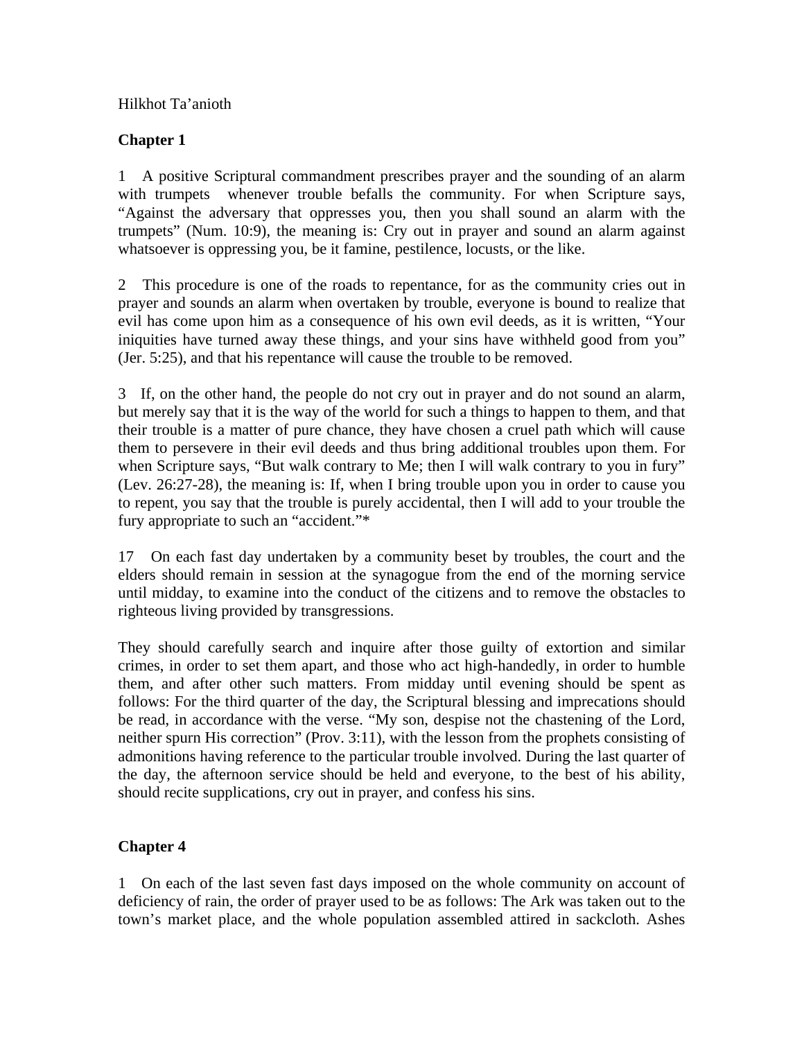Hilkhot Ta'anioth

**Chapter 1**

1 A positive Scriptural commandment prescribes prayer and the sounding of an alarm with trumpets whenever trouble befalls the community. For when Scripture says, "Against the adversary that oppresses you, then you shall sound an alarm with the trumpets" (Num. 10:9), the meaning is: Cry out in prayer and sound an alarm against whatsoever is oppressing you, be it famine, pestilence, locusts, or the like.

2 This procedure is one of the roads to repentance, for as the community cries out in prayer and sounds an alarm when overtaken by trouble, everyone is bound to realize that evil has come upon him as a consequence of his own evil deeds, as it is written, "Your iniquities have turned away these things, and your sins have withheld good from you" (Jer. 5:25), and that his repentance will cause the trouble to be removed.

3 If, on the other hand, the people do not cry out in prayer and do not sound an alarm, but merely say that it is the way of the world for such a things to happen to them, and that their trouble is a matter of pure chance, they have chosen a cruel path which will cause them to persevere in their evil deeds and thus bring additional troubles upon them. For when Scripture says, "But walk contrary to Me; then I will walk contrary to you in fury" (Lev. 26:27-28), the meaning is: If, when I bring trouble upon you in order to cause you to repent, you say that the trouble is purely accidental, then I will add to your trouble the fury appropriate to such an "accident."*

17 On each fast day undertaken by a community beset by troubles, the court and the elders should remain in session at the synagogue from the end of the morning service until midday, to examine into the conduct of the citizens and to remove the obstacles to righteous living provided by transgressions.

They should carefully search and inquire after those guilty of extortion and similar crimes, in order to set them apart, and those who act high-handedly, in order to humble them, and after other such matters. From midday until evening should be spent as follows: For the third quarter of the day, the Scriptural blessing and imprecations should be read, in accordance with the verse. "My son, despise not the chastening of the Lord, neither spurn His correction" (Prov. 3:11), with the lesson from the prophets consisting of admonitions having reference to the particular trouble involved. During the last quarter of the day, the afternoon service should be held and everyone, to the best of his ability, should recite supplications, cry out in prayer, and confess his sins.

**Chapter 4**

1 On each of the last seven fast days imposed on the whole community on account of deficiency of rain, the order of prayer used to be as follows: The Ark was taken out to the town's market place, and the whole population assembled attired in sackcloth. Ashes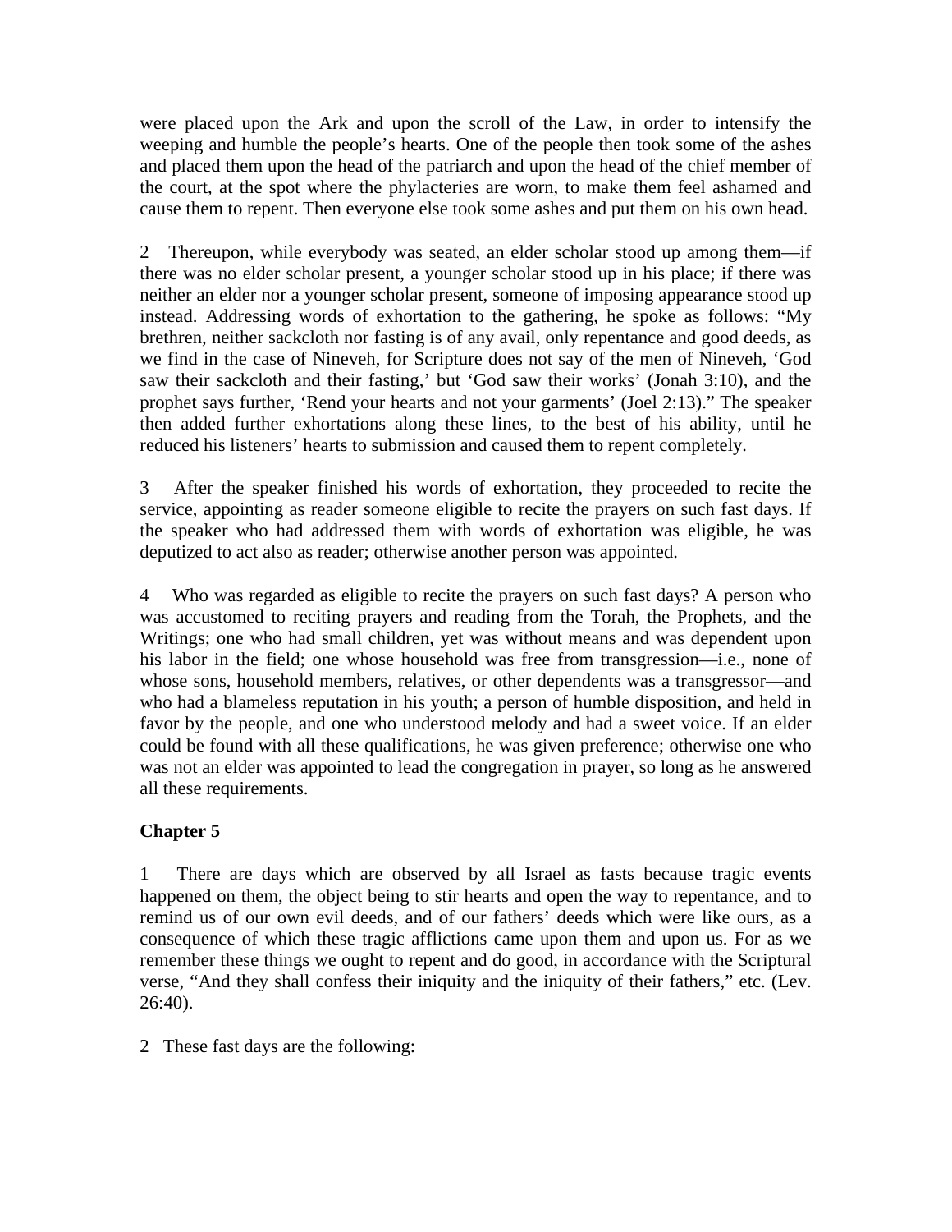were placed upon the Ark and upon the scroll of the Law, in order to intensify the weeping and humble the people's hearts. One of the people then took some of the ashes and placed them upon the head of the patriarch and upon the head of the chief member of the court, at the spot where the phylacteries are worn, to make them feel ashamed and cause them to repent. Then everyone else took some ashes and put them on his own head.

2 Thereupon, while everybody was seated, an elder scholar stood up among them—if there was no elder scholar present, a younger scholar stood up in his place; if there was neither an elder nor a younger scholar present, someone of imposing appearance stood up instead. Addressing words of exhortation to the gathering, he spoke as follows: "My brethren, neither sackcloth nor fasting is of any avail, only repentance and good deeds, as we find in the case of Nineveh, for Scripture does not say of the men of Nineveh, 'God saw their sackcloth and their fasting,' but 'God saw their works' (Jonah 3:10), and the prophet says further, 'Rend your hearts and not your garments' (Joel 2:13)." The speaker then added further exhortations along these lines, to the best of his ability, until he reduced his listeners' hearts to submission and caused them to repent completely.

3 After the speaker finished his words of exhortation, they proceeded to recite the service, appointing as reader someone eligible to recite the prayers on such fast days. If the speaker who had addressed them with words of exhortation was eligible, he was deputized to act also as reader; otherwise another person was appointed.

4 Who was regarded as eligible to recite the prayers on such fast days? A person who was accustomed to reciting prayers and reading from the Torah, the Prophets, and the Writings; one who had small children, yet was without means and was dependent upon his labor in the field; one whose household was free from transgression—i.e., none of whose sons, household members, relatives, or other dependents was a transgressor—and who had a blameless reputation in his youth; a person of humble disposition, and held in favor by the people, and one who understood melody and had a sweet voice. If an elder could be found with all these qualifications, he was given preference; otherwise one who was not an elder was appointed to lead the congregation in prayer, so long as he answered all these requirements.

## Chapter 5

1 There are days which are observed by all Israel as fasts because tragic events happened on them, the object being to stir hearts and open the way to repentance, and to remind us of our own evil deeds, and of our fathers' deeds which were like ours, as a consequence of which these tragic afflictions came upon them and upon us. For as we remember these things we ought to repent and do good, in accordance with the Scriptural verse, "And they shall confess their iniquity and the iniquity of their fathers," etc. (Lev. 26:40).

2 These fast days are the following: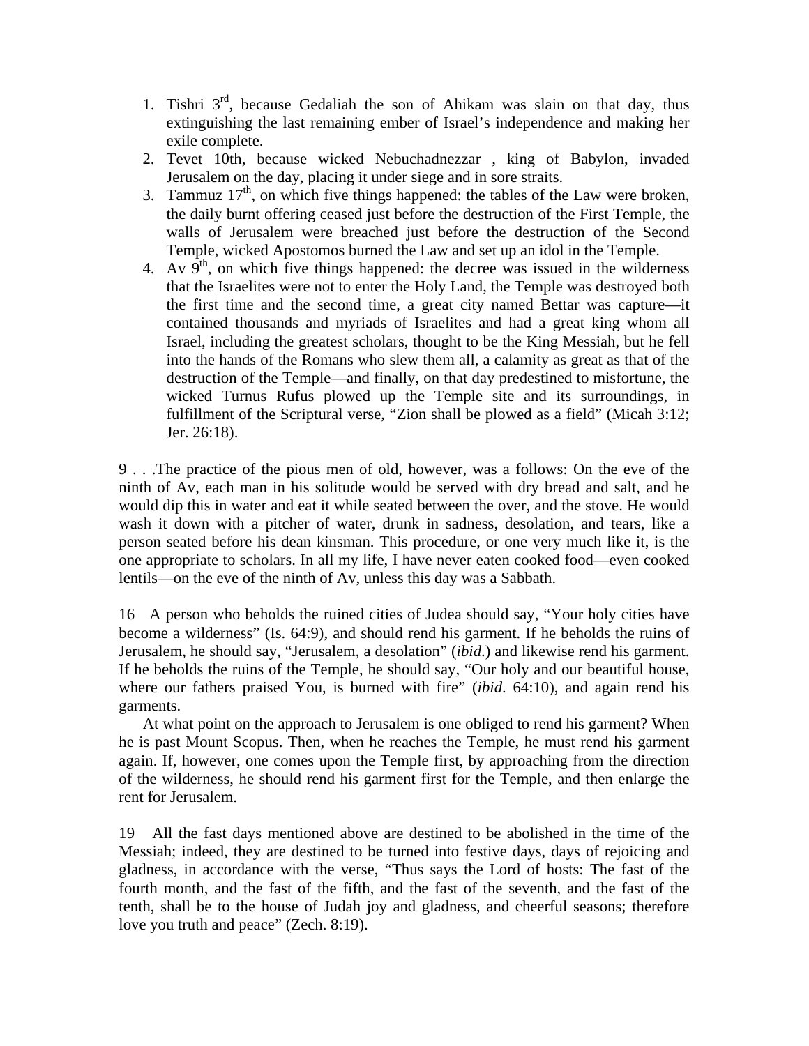1. Tishri 3rd, because Gedaliah the son of Ahikam was slain on that day, thus extinguishing the last remaining ember of Israel's independence and making her exile complete.
2. Tevet 10th, because wicked Nebuchadnezzar , king of Babylon, invaded Jerusalem on the day, placing it under siege and in sore straits.
3. Tammuz 17th, on which five things happened: the tables of the Law were broken, the daily burnt offering ceased just before the destruction of the First Temple, the walls of Jerusalem were breached just before the destruction of the Second Temple, wicked Apostomos burned the Law and set up an idol in the Temple.
4. Av 9th, on which five things happened: the decree was issued in the wilderness that the Israelites were not to enter the Holy Land, the Temple was destroyed both the first time and the second time, a great city named Bettar was capture—it contained thousands and myriads of Israelites and had a great king whom all Israel, including the greatest scholars, thought to be the King Messiah, but he fell into the hands of the Romans who slew them all, a calamity as great as that of the destruction of the Temple—and finally, on that day predestined to misfortune, the wicked Turnus Rufus plowed up the Temple site and its surroundings, in fulfillment of the Scriptural verse, "Zion shall be plowed as a field" (Micah 3:12; Jer. 26:18).

9 . . .The practice of the pious men of old, however, was a follows: On the eve of the ninth of Av, each man in his solitude would be served with dry bread and salt, and he would dip this in water and eat it while seated between the over, and the stove. He would wash it down with a pitcher of water, drunk in sadness, desolation, and tears, like a person seated before his dean kinsman. This procedure, or one very much like it, is the one appropriate to scholars. In all my life, I have never eaten cooked food—even cooked lentils—on the eve of the ninth of Av, unless this day was a Sabbath.

16 A person who beholds the ruined cities of Judea should say, "Your holy cities have become a wilderness" (Is. 64:9), and should rend his garment. If he beholds the ruins of Jerusalem, he should say, "Jerusalem, a desolation" (*ibid.*) and likewise rend his garment. If he beholds the ruins of the Temple, he should say, "Our holy and our beautiful house, where our fathers praised You, is burned with fire" (*ibid.* 64:10), and again rend his garments.

At what point on the approach to Jerusalem is one obliged to rend his garment? When he is past Mount Scopus. Then, when he reaches the Temple, he must rend his garment again. If, however, one comes upon the Temple first, by approaching from the direction of the wilderness, he should rend his garment first for the Temple, and then enlarge the rent for Jerusalem.

19 All the fast days mentioned above are destined to be abolished in the time of the Messiah; indeed, they are destined to be turned into festive days, days of rejoicing and gladness, in accordance with the verse, "Thus says the Lord of hosts: The fast of the fourth month, and the fast of the fifth, and the fast of the seventh, and the fast of the tenth, shall be to the house of Judah joy and gladness, and cheerful seasons; therefore love you truth and peace" (Zech. 8:19).